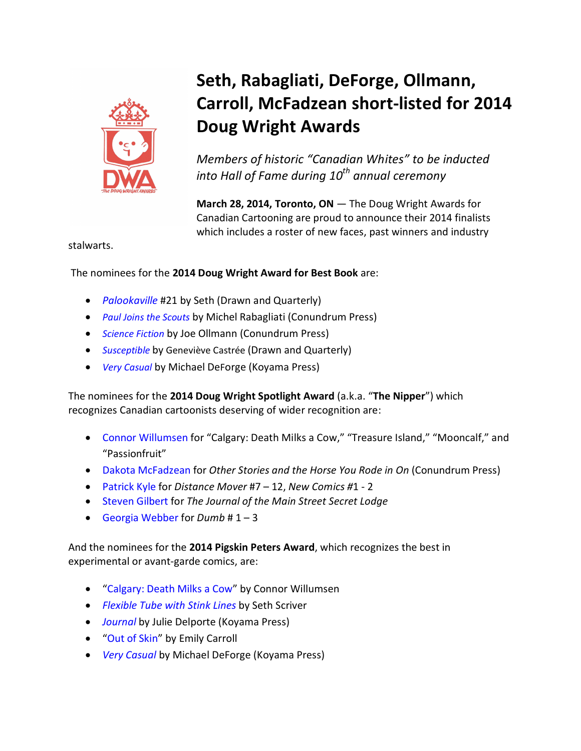# Seth, Rabagliati, DeForge, Ollmann, Carroll, McFadzean short-listed for 2014 Doug Wright Awards

*Members of historic "Canadian Whites" to be inducted into Hall of Fame during 10th annual ceremony*

**March 28, 2014, Toronto, ON** — The Doug Wright Awards for Canadian Cartooning are proud to announce their 2014 finalists which includes a roster of new faces, past winners and industry stalwarts.

The nominees for the **2014 Doug Wright Award for Best Book** are:

- *Palookaville* #21 by Seth (Drawn and Quarterly)
- *Paul Joins the Scouts* by Michel Rabagliati (Conundrum Press)
- *Science Fiction* by Joe Ollmann (Conundrum Press)
- *Susceptible* by Geneviève Castrée (Drawn and Quarterly)
- *Very Casual* by Michael DeForge (Koyama Press)

The nominees for the **2014 Doug Wright Spotlight Award** (a.k.a. "**The Nipper**") which recognizes Canadian cartoonists deserving of wider recognition are:

- Connor Willumsen for "Calgary: Death Milks a Cow," "Treasure Island," "Mooncalf," and "Passionfruit"
- Dakota McFadzean for *Other Stories and the Horse You Rode in On* (Conundrum Press)
- Patrick Kyle for *Distance Mover* #7 – 12, *New Comics* #1 - 2
- Steven Gilbert for *The Journal of the Main Street Secret Lodge*
- Georgia Webber for *Dumb* # 1 – 3

And the nominees for the **2014 Pigskin Peters Award**, which recognizes the best in experimental or avant-garde comics, are:

- "Calgary: Death Milks a Cow" by Connor Willumsen
- *Flexible Tube with Stink Lines* by Seth Scriver
- *Journal* by Julie Delporte (Koyama Press)
- "Out of Skin" by Emily Carroll
- *Very Casual* by Michael DeForge (Koyama Press)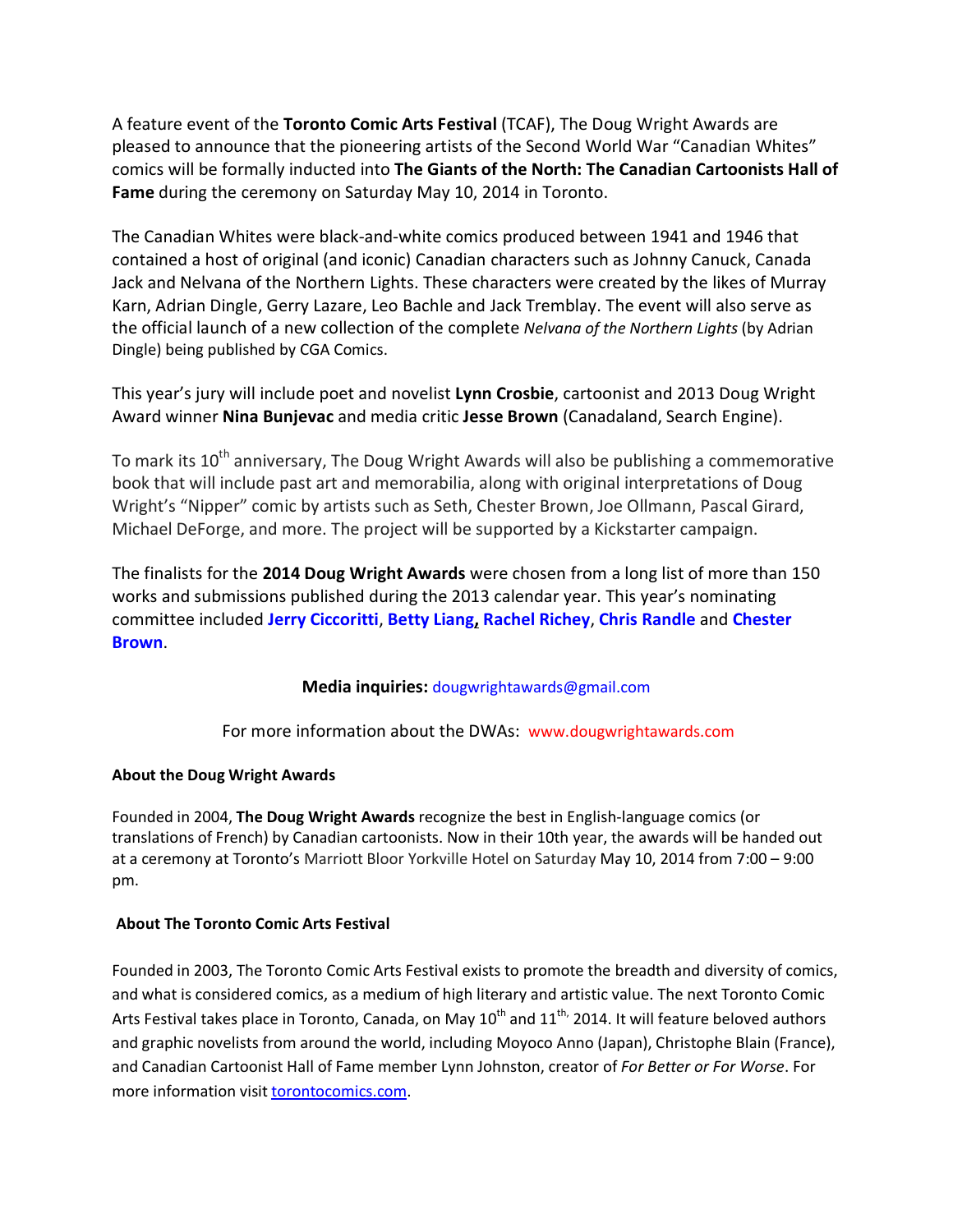A feature event of the **Toronto Comic Arts Festival** (TCAF), The Doug Wright Awards are pleased to announce that the pioneering artists of the Second World War "Canadian Whites" comics will be formally inducted into **The Giants of the North: The Canadian Cartoonists Hall of Fame** during the ceremony on Saturday May 10, 2014 in Toronto.

The Canadian Whites were black-and-white comics produced between 1941 and 1946 that contained a host of original (and iconic) Canadian characters such as Johnny Canuck, Canada Jack and Nelvana of the Northern Lights. These characters were created by the likes of Murray Karn, Adrian Dingle, Gerry Lazare, Leo Bachle and Jack Tremblay. The event will also serve as the official launch of a new collection of the complete *Nelvana of the Northern Lights* (by Adrian Dingle) being published by CGA Comics.

This year's jury will include poet and novelist **Lynn Crosbie**, cartoonist and 2013 Doug Wright Award winner **Nina Bunjevac** and media critic **Jesse Brown** (Canadaland, Search Engine).

To mark its 10th anniversary, The Doug Wright Awards will also be publishing a commemorative book that will include past art and memorabilia, along with original interpretations of Doug Wright's "Nipper" comic by artists such as Seth, Chester Brown, Joe Ollmann, Pascal Girard, Michael DeForge, and more. The project will be supported by a Kickstarter campaign.

The finalists for the **2014 Doug Wright Awards** were chosen from a long list of more than 150 works and submissions published during the 2013 calendar year. This year's nominating committee included **Jerry Ciccoritti**, **Betty Liang**, **Rachel Richey**, **Chris Randle** and **Chester Brown**.

**Media inquiries:** dougwrightawards@gmail.com

For more information about the DWAs: www.dougwrightawards.com

**About the Doug Wright Awards**

Founded in 2004, **The Doug Wright Awards** recognize the best in English-language comics (or translations of French) by Canadian cartoonists. Now in their 10th year, the awards will be handed out at a ceremony at Toronto's Marriott Bloor Yorkville Hotel on Saturday May 10, 2014 from 7:00 – 9:00 pm.

**About The Toronto Comic Arts Festival**

Founded in 2003, The Toronto Comic Arts Festival exists to promote the breadth and diversity of comics, and what is considered comics, as a medium of high literary and artistic value. The next Toronto Comic Arts Festival takes place in Toronto, Canada, on May 10th and 11th, 2014. It will feature beloved authors and graphic novelists from around the world, including Moyoco Anno (Japan), Christophe Blain (France), and Canadian Cartoonist Hall of Fame member Lynn Johnston, creator of *For Better or For Worse*. For more information visit torontocomics.com.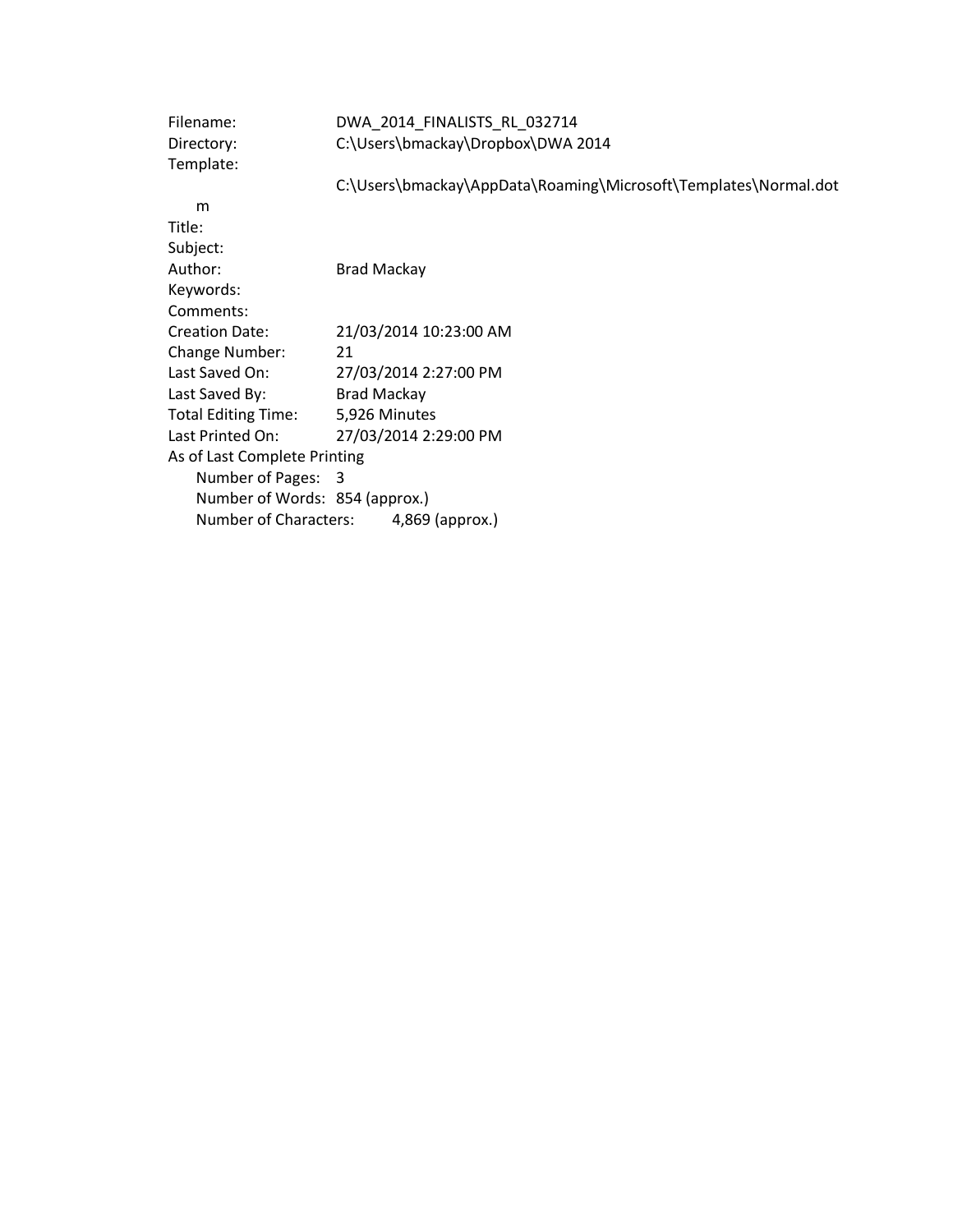Filename: DWA_2014_FINALISTS_RL_032714
Directory: C:\Users\bmackay\Dropbox\DWA 2014
Template: C:\Users\bmackay\AppData\Roaming\Microsoft\Templates\Normal.dotm
Title:
Subject:
Author: Brad Mackay
Keywords:
Comments:
Creation Date: 21/03/2014 10:23:00 AM
Change Number: 21
Last Saved On: 27/03/2014 2:27:00 PM
Last Saved By: Brad Mackay
Total Editing Time: 5,926 Minutes
Last Printed On: 27/03/2014 2:29:00 PM
As of Last Complete Printing
Number of Pages: 3
Number of Words: 854 (approx.)
Number of Characters: 4,869 (approx.)